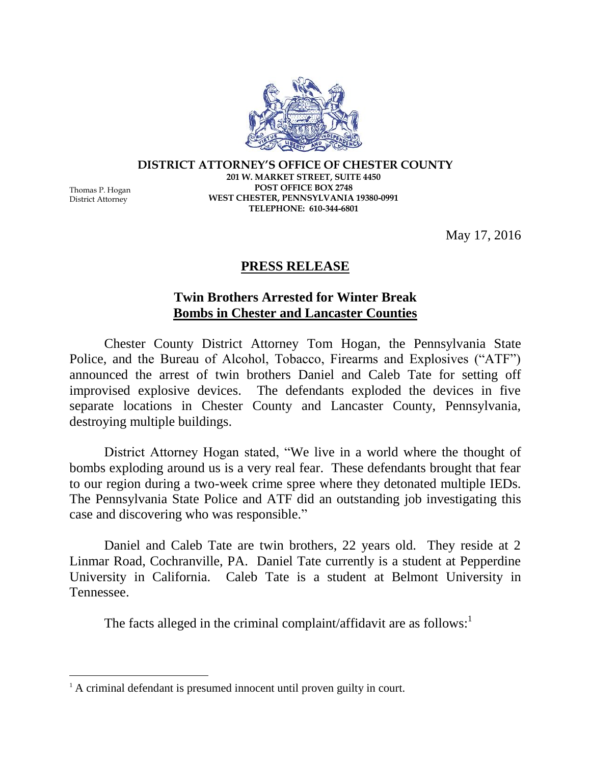**DISTRICT ATTORNEY'S OFFICE OF CHESTER COUNTY**
**201 W. MARKET STREET, SUITE 4450**
**POST OFFICE BOX 2748**
**WEST CHESTER, PENNSYLVANIA 19380-0991**
**TELEPHONE: 610-344-6801**

Thomas P. Hogan
District Attorney

May 17, 2016

## PRESS RELEASE

### Twin Brothers Arrested for Winter Break Bombs in Chester and Lancaster Counties

Chester County District Attorney Tom Hogan, the Pennsylvania State Police, and the Bureau of Alcohol, Tobacco, Firearms and Explosives ("ATF") announced the arrest of twin brothers Daniel and Caleb Tate for setting off improvised explosive devices. The defendants exploded the devices in five separate locations in Chester County and Lancaster County, Pennsylvania, destroying multiple buildings.

District Attorney Hogan stated, "We live in a world where the thought of bombs exploding around us is a very real fear. These defendants brought that fear to our region during a two-week crime spree where they detonated multiple IEDs. The Pennsylvania State Police and ATF did an outstanding job investigating this case and discovering who was responsible."

Daniel and Caleb Tate are twin brothers, 22 years old. They reside at 2 Linmar Road, Cochranville, PA. Daniel Tate currently is a student at Pepperdine University in California. Caleb Tate is a student at Belmont University in Tennessee.

The facts alleged in the criminal complaint/affidavit are as follows:[1]

[1] A criminal defendant is presumed innocent until proven guilty in court.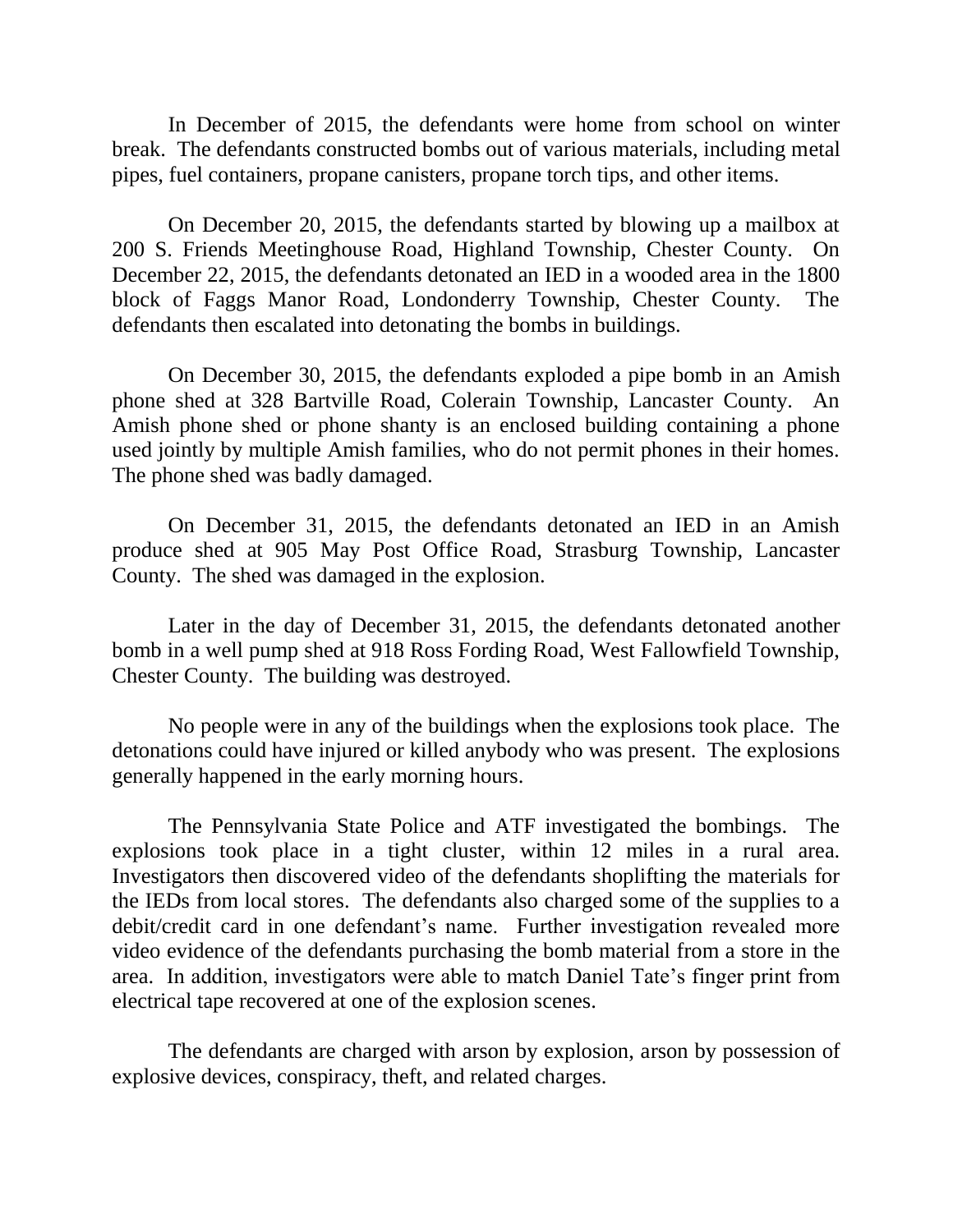In December of 2015, the defendants were home from school on winter break. The defendants constructed bombs out of various materials, including metal pipes, fuel containers, propane canisters, propane torch tips, and other items.

On December 20, 2015, the defendants started by blowing up a mailbox at 200 S. Friends Meetinghouse Road, Highland Township, Chester County. On December 22, 2015, the defendants detonated an IED in a wooded area in the 1800 block of Faggs Manor Road, Londonderry Township, Chester County. The defendants then escalated into detonating the bombs in buildings.

On December 30, 2015, the defendants exploded a pipe bomb in an Amish phone shed at 328 Bartville Road, Colerain Township, Lancaster County. An Amish phone shed or phone shanty is an enclosed building containing a phone used jointly by multiple Amish families, who do not permit phones in their homes. The phone shed was badly damaged.

On December 31, 2015, the defendants detonated an IED in an Amish produce shed at 905 May Post Office Road, Strasburg Township, Lancaster County. The shed was damaged in the explosion.

Later in the day of December 31, 2015, the defendants detonated another bomb in a well pump shed at 918 Ross Fording Road, West Fallowfield Township, Chester County. The building was destroyed.

No people were in any of the buildings when the explosions took place. The detonations could have injured or killed anybody who was present. The explosions generally happened in the early morning hours.

The Pennsylvania State Police and ATF investigated the bombings. The explosions took place in a tight cluster, within 12 miles in a rural area. Investigators then discovered video of the defendants shoplifting the materials for the IEDs from local stores. The defendants also charged some of the supplies to a debit/credit card in one defendant's name. Further investigation revealed more video evidence of the defendants purchasing the bomb material from a store in the area. In addition, investigators were able to match Daniel Tate's finger print from electrical tape recovered at one of the explosion scenes.

The defendants are charged with arson by explosion, arson by possession of explosive devices, conspiracy, theft, and related charges.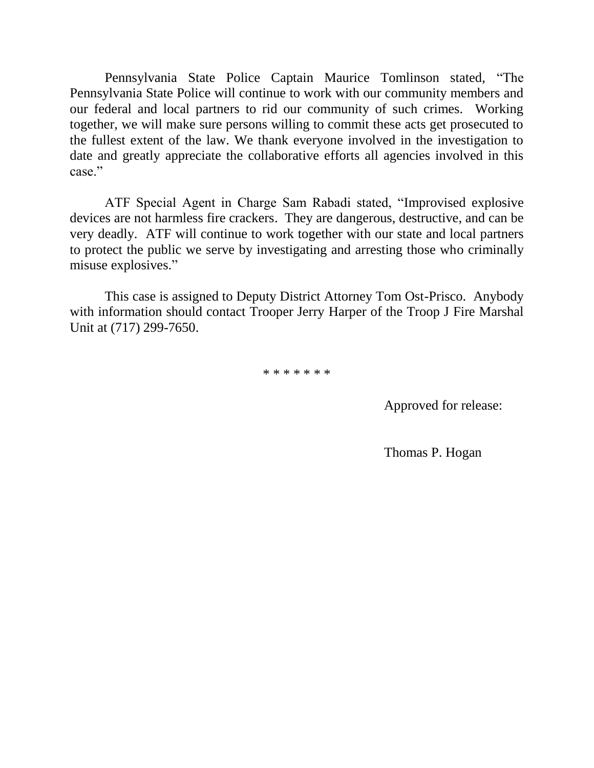Pennsylvania State Police Captain Maurice Tomlinson stated, "The Pennsylvania State Police will continue to work with our community members and our federal and local partners to rid our community of such crimes. Working together, we will make sure persons willing to commit these acts get prosecuted to the fullest extent of the law. We thank everyone involved in the investigation to date and greatly appreciate the collaborative efforts all agencies involved in this case."

ATF Special Agent in Charge Sam Rabadi stated, "Improvised explosive devices are not harmless fire crackers. They are dangerous, destructive, and can be very deadly. ATF will continue to work together with our state and local partners to protect the public we serve by investigating and arresting those who criminally misuse explosives."

This case is assigned to Deputy District Attorney Tom Ost-Prisco. Anybody with information should contact Trooper Jerry Harper of the Troop J Fire Marshal Unit at (717) 299-7650.

* * * * * * *

Approved for release:

Thomas P. Hogan